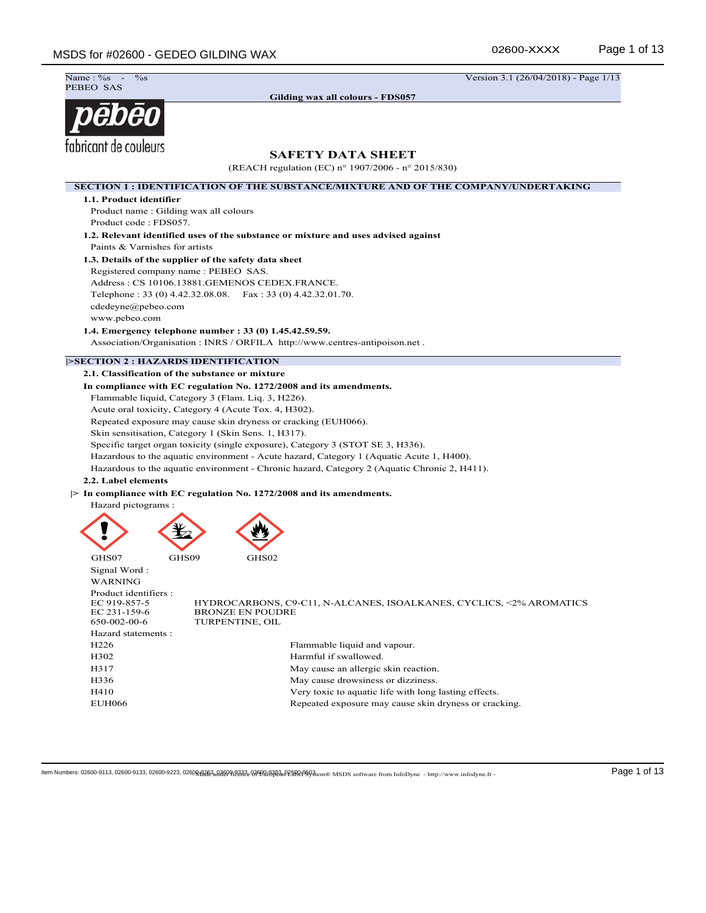Name : %s - %s
PEBEO SAS

Version 3.1 (26/04/2018) - Page 1/13

**Gilding wax all colours - FDS057**

pēbēo
fabricant de couleurs

# SAFETY DATA SHEET

(REACH regulation (EC) n° 1907/2006 - n° 2015/830)

## SECTION 1 : IDENTIFICATION OF THE SUBSTANCE/MIXTURE AND OF THE COMPANY/UNDERTAKING

### 1.1. Product identifier

Product name : Gilding wax all colours
Product code : FDS057.

### 1.2. Relevant identified uses of the substance or mixture and uses advised against

Paints & Varnishes for artists

### 1.3. Details of the supplier of the safety data sheet

Registered company name : PEBEO SAS.
Address : CS 10106.13881.GEMENOS CEDEX.FRANCE.
Telephone : 33 (0) 4.42.32.08.08. Fax : 33 (0) 4.42.32.01.70.
cdedeyne@pebeo.com
www.pebeo.com

### 1.4. Emergency telephone number : 33 (0) 1.45.42.59.59.

Association/Organisation : INRS / ORFILA http://www.centres-antipoison.net .

## |>SECTION 2 : HAZARDS IDENTIFICATION

### 2.1. Classification of the substance or mixture

**In compliance with EC regulation No. 1272/2008 and its amendments.**

Flammable liquid, Category 3 (Flam. Liq. 3, H226).
Acute oral toxicity, Category 4 (Acute Tox. 4, H302).
Repeated exposure may cause skin dryness or cracking (EUH066).
Skin sensitisation, Category 1 (Skin Sens. 1, H317).
Specific target organ toxicity (single exposure), Category 3 (STOT SE 3, H336).
Hazardous to the aquatic environment - Acute hazard, Category 1 (Aquatic Acute 1, H400).
Hazardous to the aquatic environment - Chronic hazard, Category 2 (Aquatic Chronic 2, H411).

### 2.2. Label elements

**|> In compliance with EC regulation No. 1272/2008 and its amendments.**

Hazard pictograms :

GHS07 GHS09 GHS02

Signal Word :
WARNING

Product identifiers :

| | |
|---|---|
| EC 919-857-5 | HYDROCARBONS, C9-C11, N-ALCANES, ISOALKANES, CYCLICS, <2% AROMATICS |
| EC 231-159-6 | BRONZE EN POUDRE |
| 650-002-00-6 | TURPENTINE, OIL |

Hazard statements :

| | |
|---|---|
| H226 | Flammable liquid and vapour. |
| H302 | Harmful if swallowed. |
| H317 | May cause an allergic skin reaction. |
| H336 | May cause drowsiness or dizziness. |
| H410 | Very toxic to aquatic life with long lasting effects. |
| EUH066 | Repeated exposure may cause skin dryness or cracking. |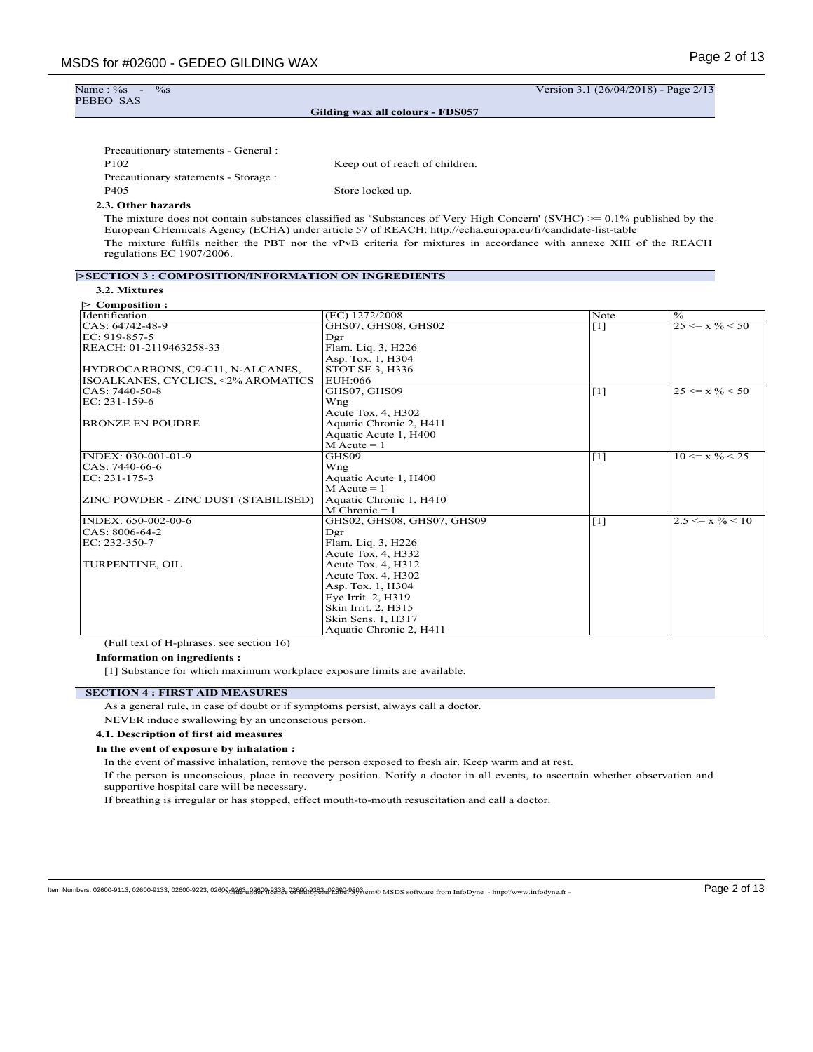Precautionary statements - General :

| | |
|---|---|
| P102 | Keep out of reach of children. |

Precautionary statements - Storage :

| | |
|---|---|
| P405 | Store locked up. |

**2.3. Other hazards**

The mixture does not contain substances classified as 'Substances of Very High Concern' (SVHC) >= 0.1% published by the European CHemicals Agency (ECHA) under article 57 of REACH: http://echa.europa.eu/fr/candidate-list-table

The mixture fulfils neither the PBT nor the vPvB criteria for mixtures in accordance with annexe XIII of the REACH regulations EC 1907/2006.

## |>SECTION 3 : COMPOSITION/INFORMATION ON INGREDIENTS

**3.2. Mixtures**

**|> Composition :**

| Identification | (EC) 1272/2008 | Note | % |
|---|---|---|---|
| CAS: 64742-48-9<br>EC: 919-857-5<br>REACH: 01-2119463258-33<br><br>HYDROCARBONS, C9-C11, N-ALCANES, ISOALKANES, CYCLICS, <2% AROMATICS | GHS07, GHS08, GHS02<br>Dgr<br>Flam. Liq. 3, H226<br>Asp. Tox. 1, H304<br>STOT SE 3, H336<br>EUH:066 | [1] | 25 <= x % < 50 |
| CAS: 7440-50-8<br>EC: 231-159-6<br><br>BRONZE EN POUDRE | GHS07, GHS09<br>Wng<br>Acute Tox. 4, H302<br>Aquatic Chronic 2, H411<br>Aquatic Acute 1, H400<br>M Acute = 1 | [1] | 25 <= x % < 50 |
| INDEX: 030-001-01-9<br>CAS: 7440-66-6<br>EC: 231-175-3<br><br>ZINC POWDER - ZINC DUST (STABILISED) | GHS09<br>Wng<br>Aquatic Acute 1, H400<br>M Acute = 1<br>Aquatic Chronic 1, H410<br>M Chronic = 1 | [1] | 10 <= x % < 25 |
| INDEX: 650-002-00-6<br>CAS: 8006-64-2<br>EC: 232-350-7<br><br>TURPENTINE, OIL | GHS02, GHS08, GHS07, GHS09<br>Dgr<br>Flam. Liq. 3, H226<br>Acute Tox. 4, H332<br>Acute Tox. 4, H312<br>Acute Tox. 4, H302<br>Asp. Tox. 1, H304<br>Eye Irrit. 2, H319<br>Skin Irrit. 2, H315<br>Skin Sens. 1, H317<br>Aquatic Chronic 2, H411 | [1] | 2.5 <= x % < 10 |

(Full text of H-phrases: see section 16)

**Information on ingredients :**

[1] Substance for which maximum workplace exposure limits are available.

## SECTION 4 : FIRST AID MEASURES

As a general rule, in case of doubt or if symptoms persist, always call a doctor.

NEVER induce swallowing by an unconscious person.

**4.1. Description of first aid measures**

**In the event of exposure by inhalation :**

In the event of massive inhalation, remove the person exposed to fresh air. Keep warm and at rest.

If the person is unconscious, place in recovery position. Notify a doctor in all events, to ascertain whether observation and supportive hospital care will be necessary.

If breathing is irregular or has stopped, effect mouth-to-mouth resuscitation and call a doctor.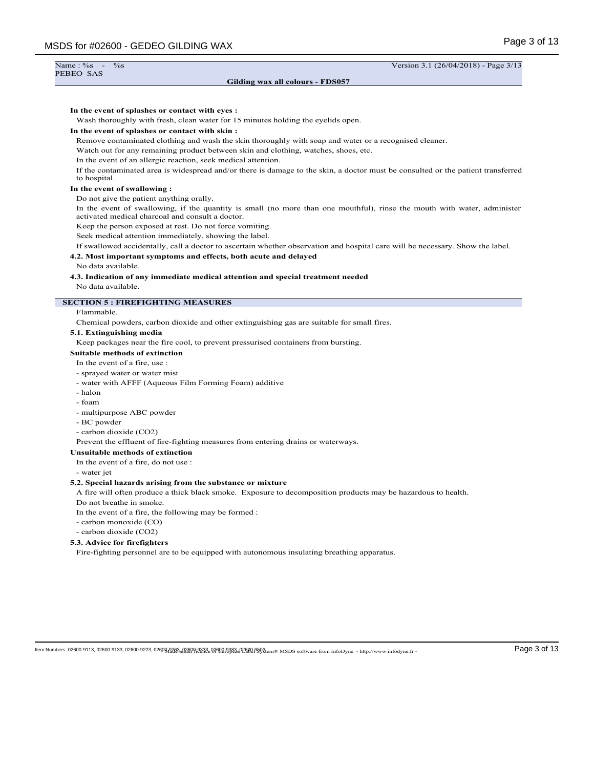**In the event of splashes or contact with eyes :**

Wash thoroughly with fresh, clean water for 15 minutes holding the eyelids open.

**In the event of splashes or contact with skin :**

Remove contaminated clothing and wash the skin thoroughly with soap and water or a recognised cleaner.

Watch out for any remaining product between skin and clothing, watches, shoes, etc.

In the event of an allergic reaction, seek medical attention.

If the contaminated area is widespread and/or there is damage to the skin, a doctor must be consulted or the patient transferred to hospital.

**In the event of swallowing :**

Do not give the patient anything orally.

In the event of swallowing, if the quantity is small (no more than one mouthful), rinse the mouth with water, administer activated medical charcoal and consult a doctor.

Keep the person exposed at rest. Do not force vomiting.

Seek medical attention immediately, showing the label.

If swallowed accidentally, call a doctor to ascertain whether observation and hospital care will be necessary. Show the label.

### 4.2. Most important symptoms and effects, both acute and delayed

No data available.

### 4.3. Indication of any immediate medical attention and special treatment needed

No data available.

## SECTION 5 : FIREFIGHTING MEASURES

Flammable.

Chemical powders, carbon dioxide and other extinguishing gas are suitable for small fires.

### 5.1. Extinguishing media

Keep packages near the fire cool, to prevent pressurised containers from bursting.

**Suitable methods of extinction**

In the event of a fire, use :

- sprayed water or water mist
- water with AFFF (Aqueous Film Forming Foam) additive
- halon
- foam
- multipurpose ABC powder
- BC powder
- carbon dioxide ($CO_2$)

Prevent the effluent of fire-fighting measures from entering drains or waterways.

**Unsuitable methods of extinction**

In the event of a fire, do not use :

- water jet

### 5.2. Special hazards arising from the substance or mixture

A fire will often produce a thick black smoke. Exposure to decomposition products may be hazardous to health.

Do not breathe in smoke.

In the event of a fire, the following may be formed :

- carbon monoxide (CO)
- carbon dioxide ($CO_2$)

### 5.3. Advice for firefighters

Fire-fighting personnel are to be equipped with autonomous insulating breathing apparatus.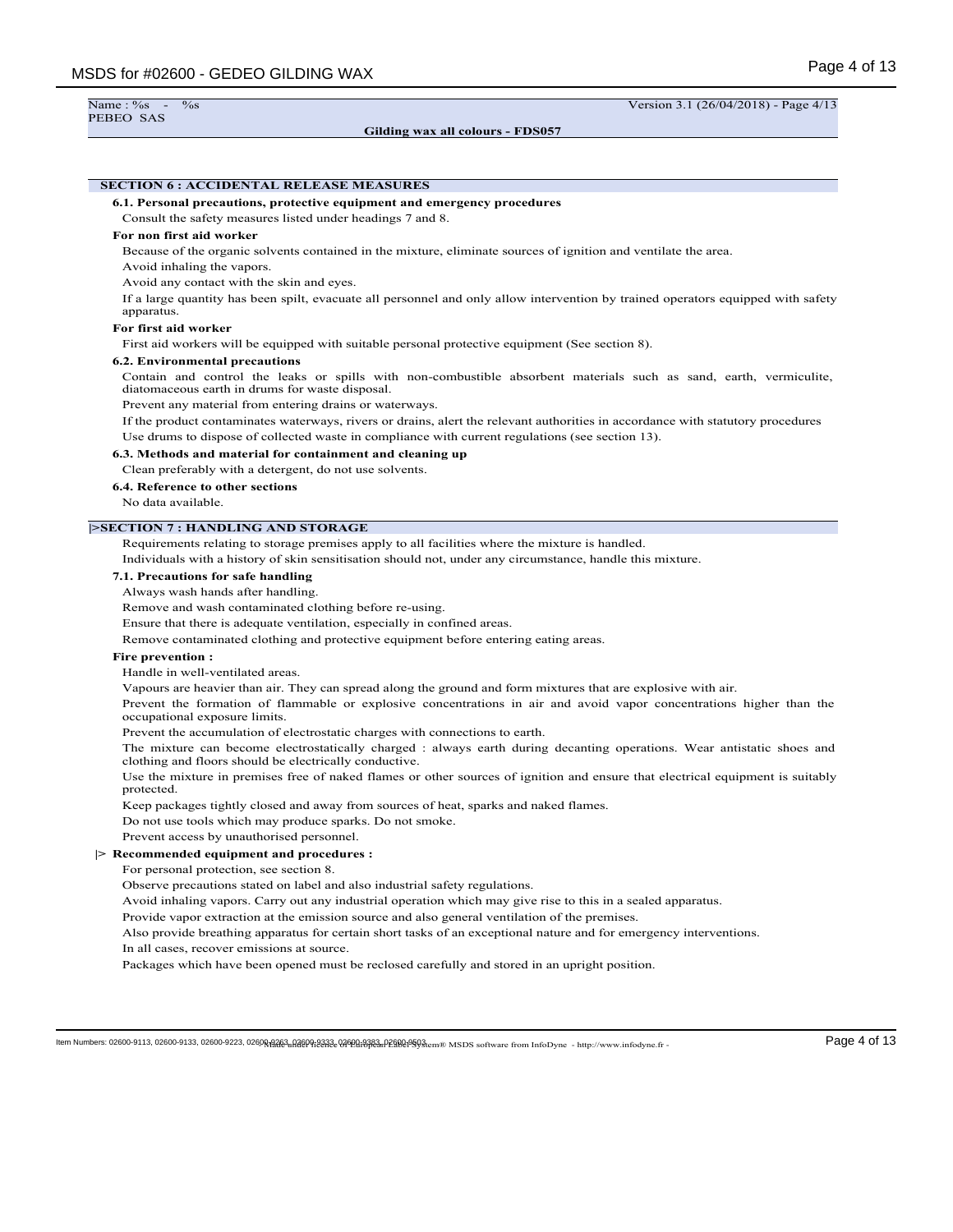## SECTION 6 : ACCIDENTAL RELEASE MEASURES

### 6.1. Personal precautions, protective equipment and emergency procedures

Consult the safety measures listed under headings 7 and 8.

**For non first aid worker**

Because of the organic solvents contained in the mixture, eliminate sources of ignition and ventilate the area.

Avoid inhaling the vapors.

Avoid any contact with the skin and eyes.

If a large quantity has been spilt, evacuate all personnel and only allow intervention by trained operators equipped with safety apparatus.

**For first aid worker**

First aid workers will be equipped with suitable personal protective equipment (See section 8).

### 6.2. Environmental precautions

Contain and control the leaks or spills with non-combustible absorbent materials such as sand, earth, vermiculite, diatomaceous earth in drums for waste disposal.

Prevent any material from entering drains or waterways.

If the product contaminates waterways, rivers or drains, alert the relevant authorities in accordance with statutory procedures

Use drums to dispose of collected waste in compliance with current regulations (see section 13).

### 6.3. Methods and material for containment and cleaning up

Clean preferably with a detergent, do not use solvents.

### 6.4. Reference to other sections

No data available.

## |>SECTION 7 : HANDLING AND STORAGE

Requirements relating to storage premises apply to all facilities where the mixture is handled.

Individuals with a history of skin sensitisation should not, under any circumstance, handle this mixture.

### 7.1. Precautions for safe handling

Always wash hands after handling.

Remove and wash contaminated clothing before re-using.

Ensure that there is adequate ventilation, especially in confined areas.

Remove contaminated clothing and protective equipment before entering eating areas.

**Fire prevention :**

Handle in well-ventilated areas.

Vapours are heavier than air. They can spread along the ground and form mixtures that are explosive with air.

Prevent the formation of flammable or explosive concentrations in air and avoid vapor concentrations higher than the occupational exposure limits.

Prevent the accumulation of electrostatic charges with connections to earth.

The mixture can become electrostatically charged : always earth during decanting operations. Wear antistatic shoes and clothing and floors should be electrically conductive.

Use the mixture in premises free of naked flames or other sources of ignition and ensure that electrical equipment is suitably protected.

Keep packages tightly closed and away from sources of heat, sparks and naked flames.

Do not use tools which may produce sparks. Do not smoke.

Prevent access by unauthorised personnel.

**|> Recommended equipment and procedures :**

For personal protection, see section 8.

Observe precautions stated on label and also industrial safety regulations.

Avoid inhaling vapors. Carry out any industrial operation which may give rise to this in a sealed apparatus.

Provide vapor extraction at the emission source and also general ventilation of the premises.

Also provide breathing apparatus for certain short tasks of an exceptional nature and for emergency interventions.

In all cases, recover emissions at source.

Packages which have been opened must be reclosed carefully and stored in an upright position.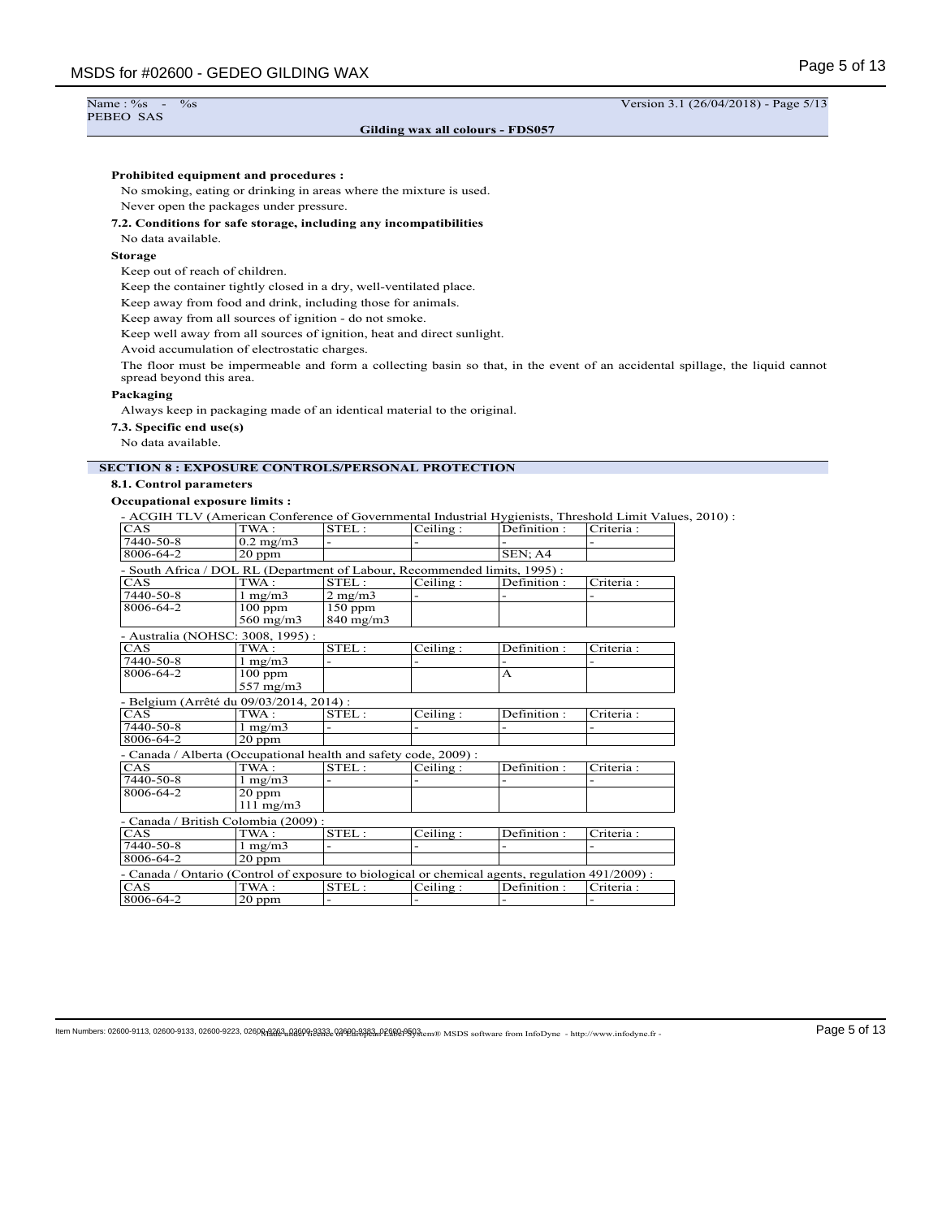**Prohibited equipment and procedures :**

No smoking, eating or drinking in areas where the mixture is used.

Never open the packages under pressure.

**7.2. Conditions for safe storage, including any incompatibilities**

No data available.

**Storage**

Keep out of reach of children.

Keep the container tightly closed in a dry, well-ventilated place.

Keep away from food and drink, including those for animals.

Keep away from all sources of ignition - do not smoke.

Keep well away from all sources of ignition, heat and direct sunlight.

Avoid accumulation of electrostatic charges.

The floor must be impermeable and form a collecting basin so that, in the event of an accidental spillage, the liquid cannot spread beyond this area.

**Packaging**

Always keep in packaging made of an identical material to the original.

**7.3. Specific end use(s)**

No data available.

## SECTION 8 : EXPOSURE CONTROLS/PERSONAL PROTECTION

**8.1. Control parameters**

**Occupational exposure limits :**

- ACGIH TLV (American Conference of Governmental Industrial Hygienists, Threshold Limit Values, 2010) :

| CAS | TWA : | STEL : | Ceiling : | Definition : | Criteria : |
|---|---|---|---|---|---|
| 7440-50-8 | 0.2 mg/m3 | - | - | - | - |
| 8006-64-2 | 20 ppm | | | SEN; A4 | |

- South Africa / DOL RL (Department of Labour, Recommended limits, 1995) :

| CAS | TWA : | STEL : | Ceiling : | Definition : | Criteria : |
|---|---|---|---|---|---|
| 7440-50-8 | 1 mg/m3 | 2 mg/m3 | - | - | - |
| 8006-64-2 | 100 ppm 560 mg/m3 | 150 ppm 840 mg/m3 | | | |

- Australia (NOHSC: 3008, 1995) :

| CAS | TWA : | STEL : | Ceiling : | Definition : | Criteria : |
|---|---|---|---|---|---|
| 7440-50-8 | 1 mg/m3 | - | - | - | - |
| 8006-64-2 | 100 ppm 557 mg/m3 | | | A | |

- Belgium (Arrêté du 09/03/2014, 2014) :

| CAS | TWA : | STEL : | Ceiling : | Definition : | Criteria : |
|---|---|---|---|---|---|
| 7440-50-8 | 1 mg/m3 | - | - | - | - |
| 8006-64-2 | 20 ppm | | | | |

- Canada / Alberta (Occupational health and safety code, 2009) :

| CAS | TWA : | STEL : | Ceiling : | Definition : | Criteria : |
|---|---|---|---|---|---|
| 7440-50-8 | 1 mg/m3 | - | - | - | - |
| 8006-64-2 | 20 ppm 111 mg/m3 | | | | |

- Canada / British Colombia (2009) :

| CAS | TWA : | STEL : | Ceiling : | Definition : | Criteria : |
|---|---|---|---|---|---|
| 7440-50-8 | 1 mg/m3 | - | - | - | - |
| 8006-64-2 | 20 ppm | | | | |

- Canada / Ontario (Control of exposure to biological or chemical agents, regulation 491/2009) :

| CAS | TWA : | STEL : | Ceiling : | Definition : | Criteria : |
|---|---|---|---|---|---|
| 8006-64-2 | 20 ppm | - | - | - | - |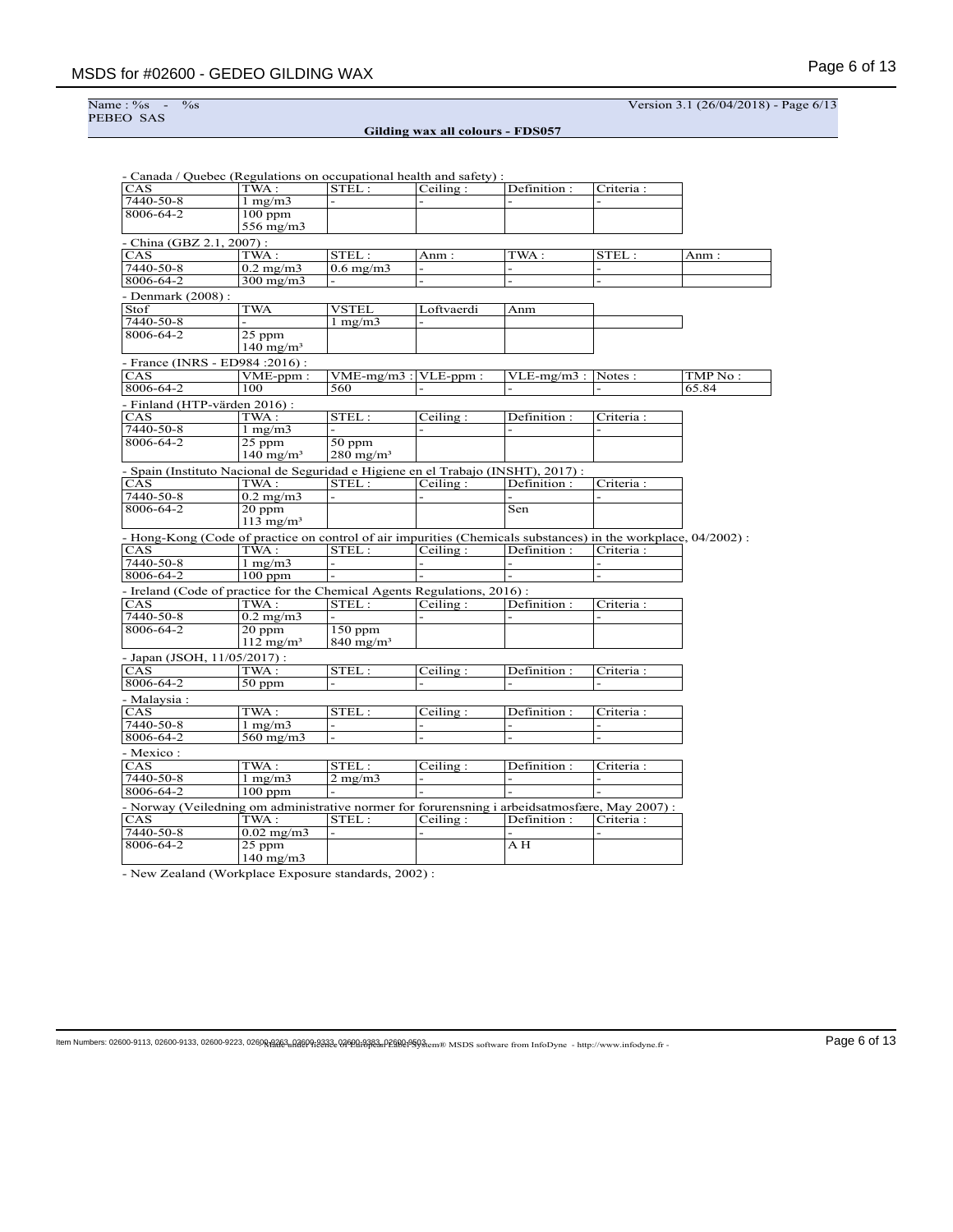- Canada / Quebec (Regulations on occupational health and safety) :

| CAS | TWA : | STEL : | Ceiling : | Definition : | Criteria : |
|---|---|---|---|---|---|
| 7440-50-8 | 1 mg/m3 | - | - | - | - |
| 8006-64-2 | 100 ppm<br>556 mg/m3 | | | | |

- China (GBZ 2.1, 2007) :

| CAS | TWA : | STEL : | Anm : | TWA : | STEL : | Anm : |
|---|---|---|---|---|---|---|
| 7440-50-8 | 0.2 mg/m3 | 0.6 mg/m3 | - | - | - | |
| 8006-64-2 | 300 mg/m3 | - | - | - | - | |

- Denmark (2008) :

| Stof | TWA | VSTEL | Loftvaerdi | Anm |
|---|---|---|---|---|
| 7440-50-8 | - | 1 mg/m3 | - | |
| 8006-64-2 | 25 ppm<br>140 mg/m³ | | | |

- France (INRS - ED984 :2016) :

| CAS | VME-ppm : | VME-mg/m3 : | VLE-ppm : | VLE-mg/m3 : | Notes : | TMP No : |
|---|---|---|---|---|---|---|
| 8006-64-2 | 100 | 560 | - | - | - | 65.84 |

- Finland (HTP-värden 2016) :

| CAS | TWA : | STEL : | Ceiling : | Definition : | Criteria : |
|---|---|---|---|---|---|
| 7440-50-8 | 1 mg/m3 | - | - | - | - |
| 8006-64-2 | 25 ppm<br>140 mg/m³ | 50 ppm<br>280 mg/m³ | | | |

- Spain (Instituto Nacional de Seguridad e Higiene en el Trabajo (INSHT), 2017) :

| CAS | TWA : | STEL : | Ceiling : | Definition : | Criteria : |
|---|---|---|---|---|---|
| 7440-50-8 | 0.2 mg/m3 | - | - | - | - |
| 8006-64-2 | 20 ppm<br>113 mg/m³ | | | Sen | |

- Hong-Kong (Code of practice on control of air impurities (Chemicals substances) in the workplace, 04/2002) :

| CAS | TWA : | STEL : | Ceiling : | Definition : | Criteria : |
|---|---|---|---|---|---|
| 7440-50-8 | 1 mg/m3 | - | - | - | - |
| 8006-64-2 | 100 ppm | - | - | - | - |

- Ireland (Code of practice for the Chemical Agents Regulations, 2016) :

| CAS | TWA : | STEL : | Ceiling : | Definition : | Criteria : |
|---|---|---|---|---|---|
| 7440-50-8 | 0.2 mg/m3 | - | - | - | - |
| 8006-64-2 | 20 ppm<br>112 mg/m³ | 150 ppm<br>840 mg/m³ | | | |

- Japan (JSOH, 11/05/2017) :

| CAS | TWA : | STEL : | Ceiling : | Definition : | Criteria : |
|---|---|---|---|---|---|
| 8006-64-2 | 50 ppm | - | - | - | - |

- Malaysia :

| CAS | TWA : | STEL : | Ceiling : | Definition : | Criteria : |
|---|---|---|---|---|---|
| 7440-50-8 | 1 mg/m3 | - | - | - | - |
| 8006-64-2 | 560 mg/m3 | - | - | - | - |

- Mexico :

| CAS | TWA : | STEL : | Ceiling : | Definition : | Criteria : |
|---|---|---|---|---|---|
| 7440-50-8 | 1 mg/m3 | 2 mg/m3 | - | - | - |
| 8006-64-2 | 100 ppm | - | - | - | - |

- Norway (Veiledning om administrative normer for forurensning i arbeidsatmosfære, May 2007) :

| CAS | TWA : | STEL : | Ceiling : | Definition : | Criteria : |
|---|---|---|---|---|---|
| 7440-50-8 | 0.02 mg/m3 | - | - | - | - |
| 8006-64-2 | 25 ppm<br>140 mg/m3 | | | A H | |

- New Zealand (Workplace Exposure standards, 2002) :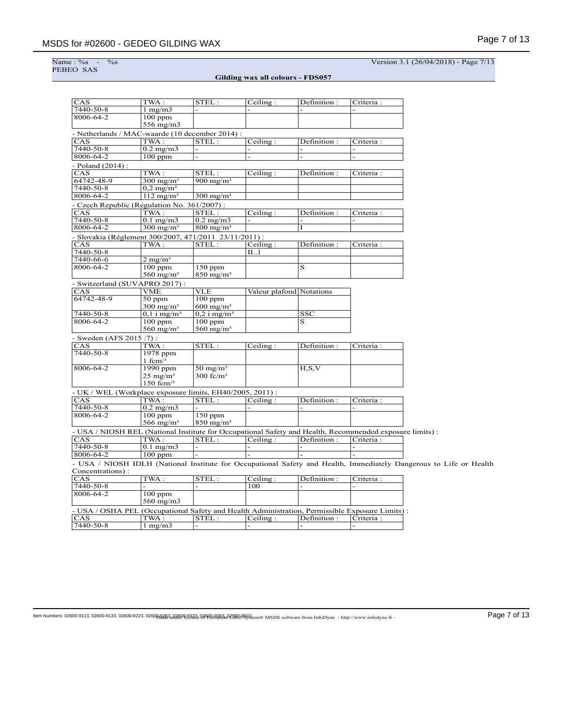| CAS | TWA : | STEL : | Ceiling : | Definition : | Criteria : |
|---|---|---|---|---|---|
| 7440-50-8 | 1 mg/m3 | - | - | - | - |
| 8006-64-2 | 100 ppm<br>556 mg/m3 | | | | |

- Netherlands / MAC-waarde (10 december 2014) :

| CAS | TWA : | STEL : | Ceiling : | Definition : | Criteria : |
|---|---|---|---|---|---|
| 7440-50-8 | 0.2 mg/m3 | - | - | - | - |
| 8006-64-2 | 100 ppm | - | - | - | - |

- Poland (2014) :

| CAS | TWA : | STEL : | Ceiling : | Definition : | Criteria : |
|---|---|---|---|---|---|
| 64742-48-9 | 300 mg/m³ | 900 mg/m³ | | | |
| 7440-50-8 | 0,2 mg/m³ | | | | |
| 8006-64-2 | 112 mg/m³ | 300 mg/m³ | | | |

- Czech Republic (Regulation No. 361/2007) :

| CAS | TWA : | STEL : | Ceiling : | Definition : | Criteria : |
|---|---|---|---|---|---|
| 7440-50-8 | 0.1 mg/m3 | 0.2 mg/m3 | - | - | - |
| 8006-64-2 | 300 mg/m³ | 800 mg/m³ | | I | |

- Slovakia (Règlement 300/2007, 471/2011 23/11/2011) :

| CAS | TWA : | STEL : | Ceiling : | Definition : | Criteria : |
|---|---|---|---|---|---|
| 7440-50-8 | | | II..1 | | |
| 7440-66-6 | 2 mg/m³ | | | | |
| 8006-64-2 | 100 ppm<br>560 mg/m³ | 150 ppm<br>850 mg/m³ | | S | |

- Switzerland (SUVAPRO 2017) :

| CAS | VME | VLE | Valeur plafond | Notations |
|---|---|---|---|---|
| 64742-48-9 | 50 ppm<br>300 mg/m³ | 100 ppm<br>600 mg/m³ | | |
| 7440-50-8 | 0,1 i mg/m³ | 0,2 i mg/m³ | | SSC |
| 8006-64-2 | 100 ppm<br>560 mg/m³ | 100 ppm<br>560 mg/m³ | | S |

- Sweden (AFS 2015 :7) :

| CAS | TWA : | STEL : | Ceiling : | Definition : | Criteria : |
|---|---|---|---|---|---|
| 7440-50-8 | 1978 ppm<br>1 fcm/³ | | | | |
| 8006-64-2 | 1990 ppm<br>25 mg/m³<br>150 fcm/³ | 50 mg/m³<br>300 fc/m³ | | H,S,V | |

- UK / WEL (Workplace exposure limits, EH40/2005, 2011) :

| CAS | TWA : | STEL : | Ceiling : | Definition : | Criteria : |
|---|---|---|---|---|---|
| 7440-50-8 | 0.2 mg/m3 | - | - | - | - |
| 8006-64-2 | 100 ppm<br>566 mg/m³ | 150 ppm<br>850 mg/m³ | | | |

- USA / NIOSH REL (National Institute for Occupational Safety and Health, Recommended exposure limits) :

| CAS | TWA : | STEL : | Ceiling : | Definition : | Criteria : |
|---|---|---|---|---|---|
| 7440-50-8 | 0.1 mg/m3 | - | - | - | - |
| 8006-64-2 | 100 ppm | - | - | - | - |

- USA / NIOSH IDLH (National Institute for Occupational Safety and Health, Immediately Dangerous to Life or Health Concentrations) :

| CAS | TWA : | STEL : | Ceiling : | Definition : | Criteria : |
|---|---|---|---|---|---|
| 7440-50-8 | - | - | 100 | - | - |
| 8006-64-2 | 100 ppm<br>560 mg/m3 | | | | |

- USA / OSHA PEL (Occupational Safety and Health Administration, Permissible Exposure Limits) :

| CAS | TWA : | STEL : | Ceiling : | Definition : | Criteria : |
|---|---|---|---|---|---|
| 7440-50-8 | 1 mg/m3 | - | - | - | - |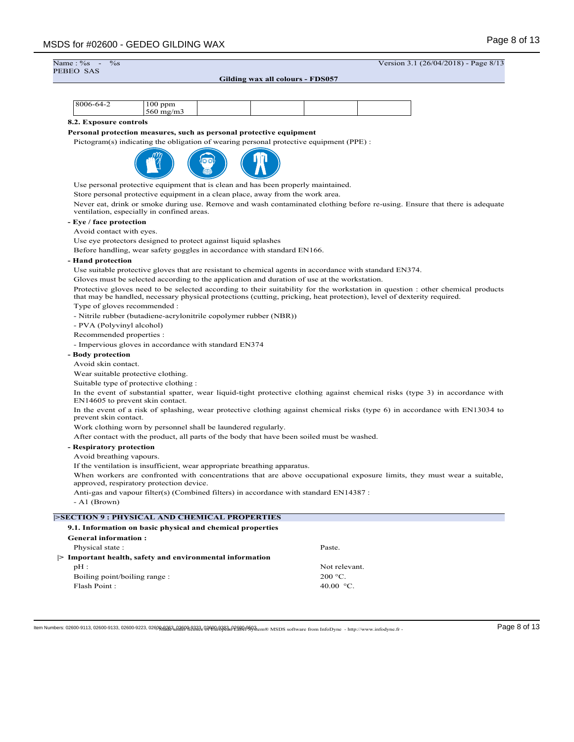| 8006-64-2 | 100 ppm<br>560 mg/m3 | | | | |
|---|---|---|---|---|---|

### 8.2. Exposure controls

**Personal protection measures, such as personal protective equipment**

Pictogram(s) indicating the obligation of wearing personal protective equipment (PPE) :

Use personal protective equipment that is clean and has been properly maintained.

Store personal protective equipment in a clean place, away from the work area.

Never eat, drink or smoke during use. Remove and wash contaminated clothing before re-using. Ensure that there is adequate ventilation, especially in confined areas.

**- Eye / face protection**

Avoid contact with eyes.

Use eye protectors designed to protect against liquid splashes

Before handling, wear safety goggles in accordance with standard EN166.

**- Hand protection**

Use suitable protective gloves that are resistant to chemical agents in accordance with standard EN374.

Gloves must be selected according to the application and duration of use at the workstation.

Protective gloves need to be selected according to their suitability for the workstation in question : other chemical products that may be handled, necessary physical protections (cutting, pricking, heat protection), level of dexterity required.

Type of gloves recommended :

- Nitrile rubber (butadiene-acrylonitrile copolymer rubber (NBR))
- PVA (Polyvinyl alcohol)

Recommended properties :

- Impervious gloves in accordance with standard EN374

**- Body protection**

Avoid skin contact.

Wear suitable protective clothing.

Suitable type of protective clothing :

In the event of substantial spatter, wear liquid-tight protective clothing against chemical risks (type 3) in accordance with EN14605 to prevent skin contact.

In the event of a risk of splashing, wear protective clothing against chemical risks (type 6) in accordance with EN13034 to prevent skin contact.

Work clothing worn by personnel shall be laundered regularly.

After contact with the product, all parts of the body that have been soiled must be washed.

**- Respiratory protection**

Avoid breathing vapours.

If the ventilation is insufficient, wear appropriate breathing apparatus.

When workers are confronted with concentrations that are above occupational exposure limits, they must wear a suitable, approved, respiratory protection device.

Anti-gas and vapour filter(s) (Combined filters) in accordance with standard EN14387 :

- A1 (Brown)

## |>SECTION 9 : PHYSICAL AND CHEMICAL PROPERTIES

### 9.1. Information on basic physical and chemical properties

**General information :**

| | |
|---|---|
| Physical state : | Paste. |

**|> Important health, safety and environmental information**

| | |
|---|---|
| pH : | Not relevant. |
| Boiling point/boiling range : | 200 °C. |
| Flash Point : | 40.00 °C. |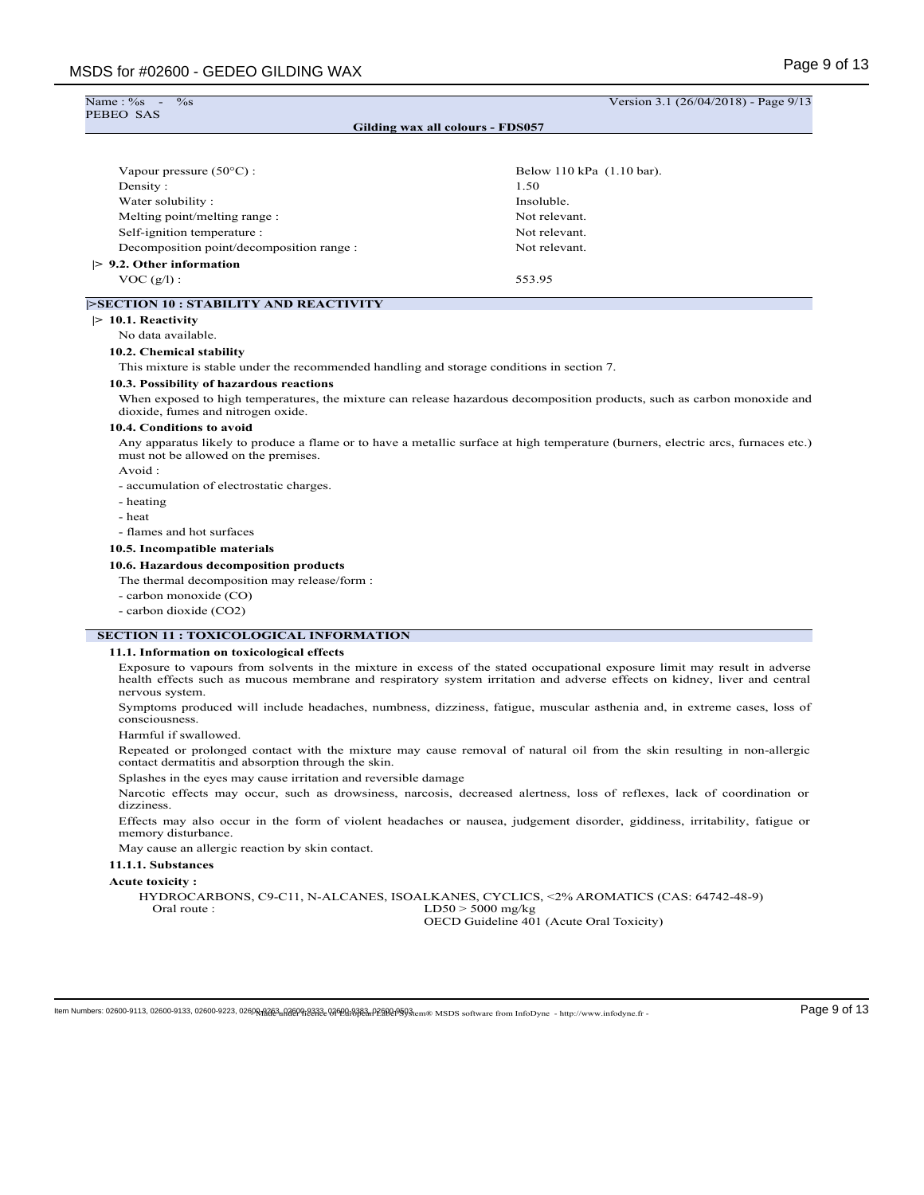Name : %s - %s
PEBEO SAS

Version 3.1 (26/04/2018) - Page 9/13

**Gilding wax all colours - FDS057**

| | |
|---|---|
| Vapour pressure (50°C) : | Below 110 kPa (1.10 bar). |
| Density : | 1.50 |
| Water solubility : | Insoluble. |
| Melting point/melting range : | Not relevant. |
| Self-ignition temperature : | Not relevant. |
| Decomposition point/decomposition range : | Not relevant. |

**|> 9.2. Other information**

| | |
|---|---|
| VOC (g/l) : | 553.95 |

## |>SECTION 10 : STABILITY AND REACTIVITY

**|> 10.1. Reactivity**

No data available.

**10.2. Chemical stability**

This mixture is stable under the recommended handling and storage conditions in section 7.

**10.3. Possibility of hazardous reactions**

When exposed to high temperatures, the mixture can release hazardous decomposition products, such as carbon monoxide and dioxide, fumes and nitrogen oxide.

**10.4. Conditions to avoid**

Any apparatus likely to produce a flame or to have a metallic surface at high temperature (burners, electric arcs, furnaces etc.) must not be allowed on the premises.

Avoid :

- accumulation of electrostatic charges.
- heating
- heat
- flames and hot surfaces

**10.5. Incompatible materials**

**10.6. Hazardous decomposition products**

The thermal decomposition may release/form :

- carbon monoxide (CO)
- carbon dioxide ($CO_2$)

## SECTION 11 : TOXICOLOGICAL INFORMATION

**11.1. Information on toxicological effects**

Exposure to vapours from solvents in the mixture in excess of the stated occupational exposure limit may result in adverse health effects such as mucous membrane and respiratory system irritation and adverse effects on kidney, liver and central nervous system.

Symptoms produced will include headaches, numbness, dizziness, fatigue, muscular asthenia and, in extreme cases, loss of consciousness.

Harmful if swallowed.

Repeated or prolonged contact with the mixture may cause removal of natural oil from the skin resulting in non-allergic contact dermatitis and absorption through the skin.

Splashes in the eyes may cause irritation and reversible damage

Narcotic effects may occur, such as drowsiness, narcosis, decreased alertness, loss of reflexes, lack of coordination or dizziness.

Effects may also occur in the form of violent headaches or nausea, judgement disorder, giddiness, irritability, fatigue or memory disturbance.

May cause an allergic reaction by skin contact.

**11.1.1. Substances**

**Acute toxicity :**

HYDROCARBONS, C9-C11, N-ALCANES, ISOALKANES, CYCLICS, <2% AROMATICS (CAS: 64742-48-9)

| | |
|---|---|
| Oral route : | LD50 > 5000 mg/kg<br>OECD Guideline 401 (Acute Oral Toxicity) |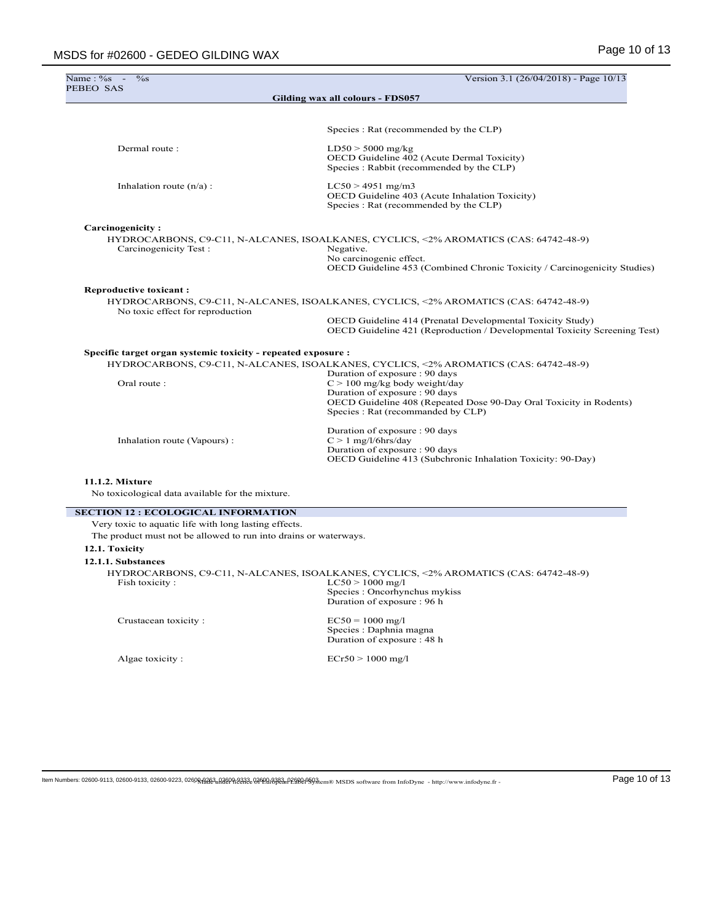Species : Rat (recommended by the CLP)

| | |
|---|---|
| Dermal route : | LD50 > 5000 mg/kg<br>OECD Guideline 402 (Acute Dermal Toxicity)<br>Species : Rabbit (recommended by the CLP) |
| Inhalation route (n/a) : | LC50 > 4951 mg/m3<br>OECD Guideline 403 (Acute Inhalation Toxicity)<br>Species : Rat (recommended by the CLP) |

**Carcinogenicity :**

HYDROCARBONS, C9-C11, N-ALCANES, ISOALKANES, CYCLICS, <2% AROMATICS (CAS: 64742-48-9)

| | |
|---|---|
| Carcinogenicity Test : | Negative.<br>No carcinogenic effect.<br>OECD Guideline 453 (Combined Chronic Toxicity / Carcinogenicity Studies) |

**Reproductive toxicant :**

HYDROCARBONS, C9-C11, N-ALCANES, ISOALKANES, CYCLICS, <2% AROMATICS (CAS: 64742-48-9)

No toxic effect for reproduction

OECD Guideline 414 (Prenatal Developmental Toxicity Study)
OECD Guideline 421 (Reproduction / Developmental Toxicity Screening Test)

**Specific target organ systemic toxicity - repeated exposure :**

HYDROCARBONS, C9-C11, N-ALCANES, ISOALKANES, CYCLICS, <2% AROMATICS (CAS: 64742-48-9)

| | |
|---|---|
| Oral route : | Duration of exposure : 90 days<br>C > 100 mg/kg body weight/day<br>Duration of exposure : 90 days<br>OECD Guideline 408 (Repeated Dose 90-Day Oral Toxicity in Rodents)<br>Species : Rat (recommanded by CLP) |
| Inhalation route (Vapours) : | Duration of exposure : 90 days<br>C > 1 mg/l/6hrs/day<br>Duration of exposure : 90 days<br>OECD Guideline 413 (Subchronic Inhalation Toxicity: 90-Day) |

**11.1.2. Mixture**

No toxicological data available for the mixture.

## SECTION 12 : ECOLOGICAL INFORMATION

Very toxic to aquatic life with long lasting effects.

The product must not be allowed to run into drains or waterways.

**12.1. Toxicity**

**12.1.1. Substances**

HYDROCARBONS, C9-C11, N-ALCANES, ISOALKANES, CYCLICS, <2% AROMATICS (CAS: 64742-48-9)

| | |
|---|---|
| Fish toxicity : | LC50 > 1000 mg/l<br>Species : Oncorhynchus mykiss<br>Duration of exposure : 96 h |
| Crustacean toxicity : | EC50 = 1000 mg/l<br>Species : Daphnia magna<br>Duration of exposure : 48 h |
| Algae toxicity : | ECr50 > 1000 mg/l |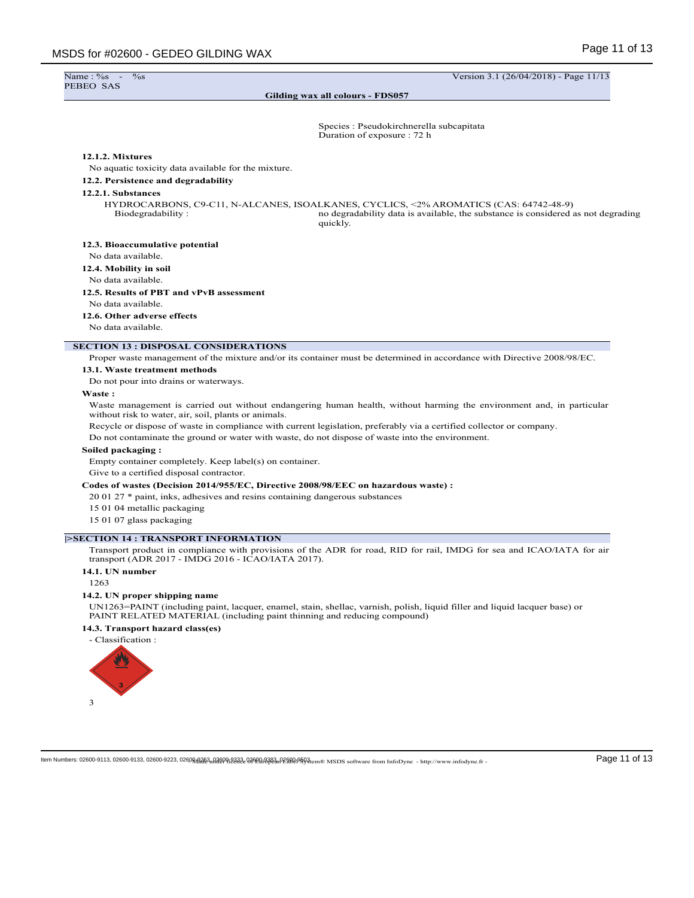Species : Pseudokirchnerella subcapitata
Duration of exposure : 72 h

**12.1.2. Mixtures**

No aquatic toxicity data available for the mixture.

**12.2. Persistence and degradability**

**12.2.1. Substances**

HYDROCARBONS, C9-C11, N-ALCANES, ISOALKANES, CYCLICS, <2% AROMATICS (CAS: 64742-48-9)

Biodegradability : no degradability data is available, the substance is considered as not degrading quickly.

**12.3. Bioaccumulative potential**

No data available.

**12.4. Mobility in soil**

No data available.

**12.5. Results of PBT and vPvB assessment**

No data available.

**12.6. Other adverse effects**

No data available.

## SECTION 13 : DISPOSAL CONSIDERATIONS

Proper waste management of the mixture and/or its container must be determined in accordance with Directive 2008/98/EC.

**13.1. Waste treatment methods**

Do not pour into drains or waterways.

**Waste :**

Waste management is carried out without endangering human health, without harming the environment and, in particular without risk to water, air, soil, plants or animals.

Recycle or dispose of waste in compliance with current legislation, preferably via a certified collector or company.

Do not contaminate the ground or water with waste, do not dispose of waste into the environment.

**Soiled packaging :**

Empty container completely. Keep label(s) on container.

Give to a certified disposal contractor.

**Codes of wastes (Decision 2014/955/EC, Directive 2008/98/EEC on hazardous waste) :**

20 01 27 * paint, inks, adhesives and resins containing dangerous substances

15 01 04 metallic packaging

15 01 07 glass packaging

## |>SECTION 14 : TRANSPORT INFORMATION

Transport product in compliance with provisions of the ADR for road, RID for rail, IMDG for sea and ICAO/IATA for air transport (ADR 2017 - IMDG 2016 - ICAO/IATA 2017).

**14.1. UN number**

1263

**14.2. UN proper shipping name**

UN1263=PAINT (including paint, lacquer, enamel, stain, shellac, varnish, polish, liquid filler and liquid lacquer base) or PAINT RELATED MATERIAL (including paint thinning and reducing compound)

**14.3. Transport hazard class(es)**

- Classification :

3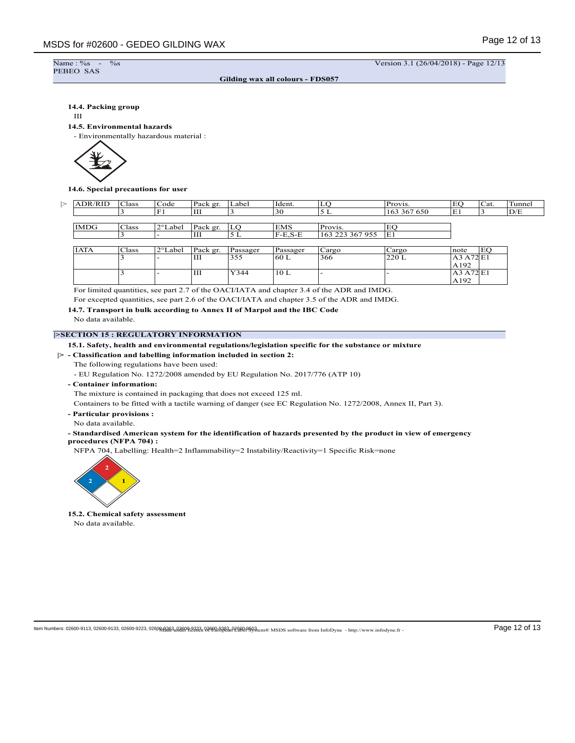Name : %s - %s
PEBEO SAS

Version 3.1 (26/04/2018) - Page 12/13

**Gilding wax all colours - FDS057**

**14.4. Packing group**

III

**14.5. Environmental hazards**

- Environmentally hazardous material :

**14.6. Special precautions for user**

|> 

| ADR/RID | Class | Code | Pack gr. | Label | Ident. | LQ | Provis. | EQ | Cat. | Tunnel |
|---|---|---|---|---|---|---|---|---|---|---|
| | 3 | F1 | III | 3 | 30 | 5 L | 163 367 650 | E1 | 3 | D/E |

| IMDG | Class | 2°Label | Pack gr. | LQ | EMS | Provis. | EQ |
|---|---|---|---|---|---|---|---|
| | 3 | - | III | 5 L | F-E,S-E | 163 223 367 955 | E1 |

| IATA | Class | 2°Label | Pack gr. | Passager | Passager | Cargo | Cargo | note | EQ |
|---|---|---|---|---|---|---|---|---|---|
| | 3 | - | III | 355 | 60 L | 366 | 220 L | A3 A72 A192 | E1 |
| | 3 | - | III | Y344 | 10 L | - | - | A3 A72 A192 | E1 |

For limited quantities, see part 2.7 of the OACI/IATA and chapter 3.4 of the ADR and IMDG.

For excepted quantities, see part 2.6 of the OACI/IATA and chapter 3.5 of the ADR and IMDG.

**14.7. Transport in bulk according to Annex II of Marpol and the IBC Code**

No data available.

## |>SECTION 15 : REGULATORY INFORMATION

**15.1. Safety, health and environmental regulations/legislation specific for the substance or mixture**

|> **- Classification and labelling information included in section 2:**

The following regulations have been used:

- EU Regulation No. 1272/2008 amended by EU Regulation No. 2017/776 (ATP 10)

**- Container information:**

The mixture is contained in packaging that does not exceed 125 ml.

Containers to be fitted with a tactile warning of danger (see EC Regulation No. 1272/2008, Annex II, Part 3).

**- Particular provisions :**

No data available.

**- Standardised American system for the identification of hazards presented by the product in view of emergency procedures (NFPA 704) :**

NFPA 704, Labelling: Health=2 Inflammability=2 Instability/Reactivity=1 Specific Risk=none

**15.2. Chemical safety assessment**

No data available.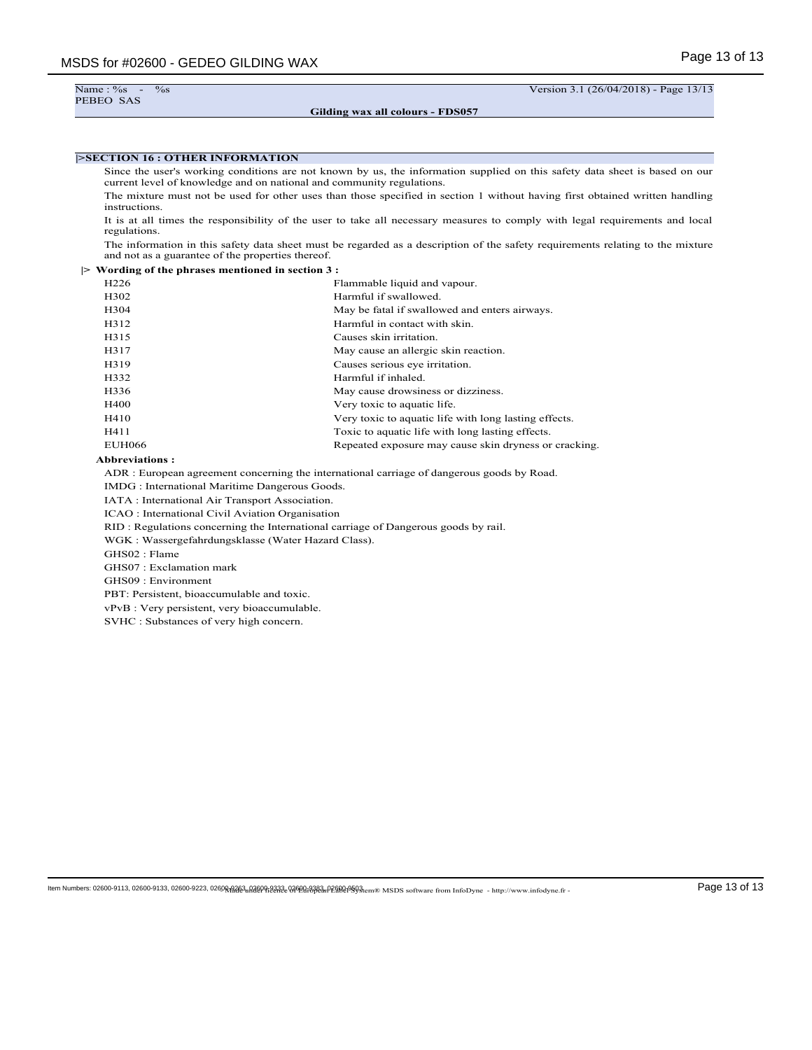## |>SECTION 16 : OTHER INFORMATION

Since the user's working conditions are not known by us, the information supplied on this safety data sheet is based on our current level of knowledge and on national and community regulations.

The mixture must not be used for other uses than those specified in section 1 without having first obtained written handling instructions.

It is at all times the responsibility of the user to take all necessary measures to comply with legal requirements and local regulations.

The information in this safety data sheet must be regarded as a description of the safety requirements relating to the mixture and not as a guarantee of the properties thereof.

**|> Wording of the phrases mentioned in section 3 :**

| | |
|---|---|
| H226 | Flammable liquid and vapour. |
| H302 | Harmful if swallowed. |
| H304 | May be fatal if swallowed and enters airways. |
| H312 | Harmful in contact with skin. |
| H315 | Causes skin irritation. |
| H317 | May cause an allergic skin reaction. |
| H319 | Causes serious eye irritation. |
| H332 | Harmful if inhaled. |
| H336 | May cause drowsiness or dizziness. |
| H400 | Very toxic to aquatic life. |
| H410 | Very toxic to aquatic life with long lasting effects. |
| H411 | Toxic to aquatic life with long lasting effects. |
| EUH066 | Repeated exposure may cause skin dryness or cracking. |

**Abbreviations :**

ADR : European agreement concerning the international carriage of dangerous goods by Road.

IMDG : International Maritime Dangerous Goods.

IATA : International Air Transport Association.

ICAO : International Civil Aviation Organisation

RID : Regulations concerning the International carriage of Dangerous goods by rail.

WGK : Wassergefahrdungsklasse (Water Hazard Class).

GHS02 : Flame

GHS07 : Exclamation mark

GHS09 : Environment

PBT: Persistent, bioaccumulable and toxic.

vPvB : Very persistent, very bioaccumulable.

SVHC : Substances of very high concern.